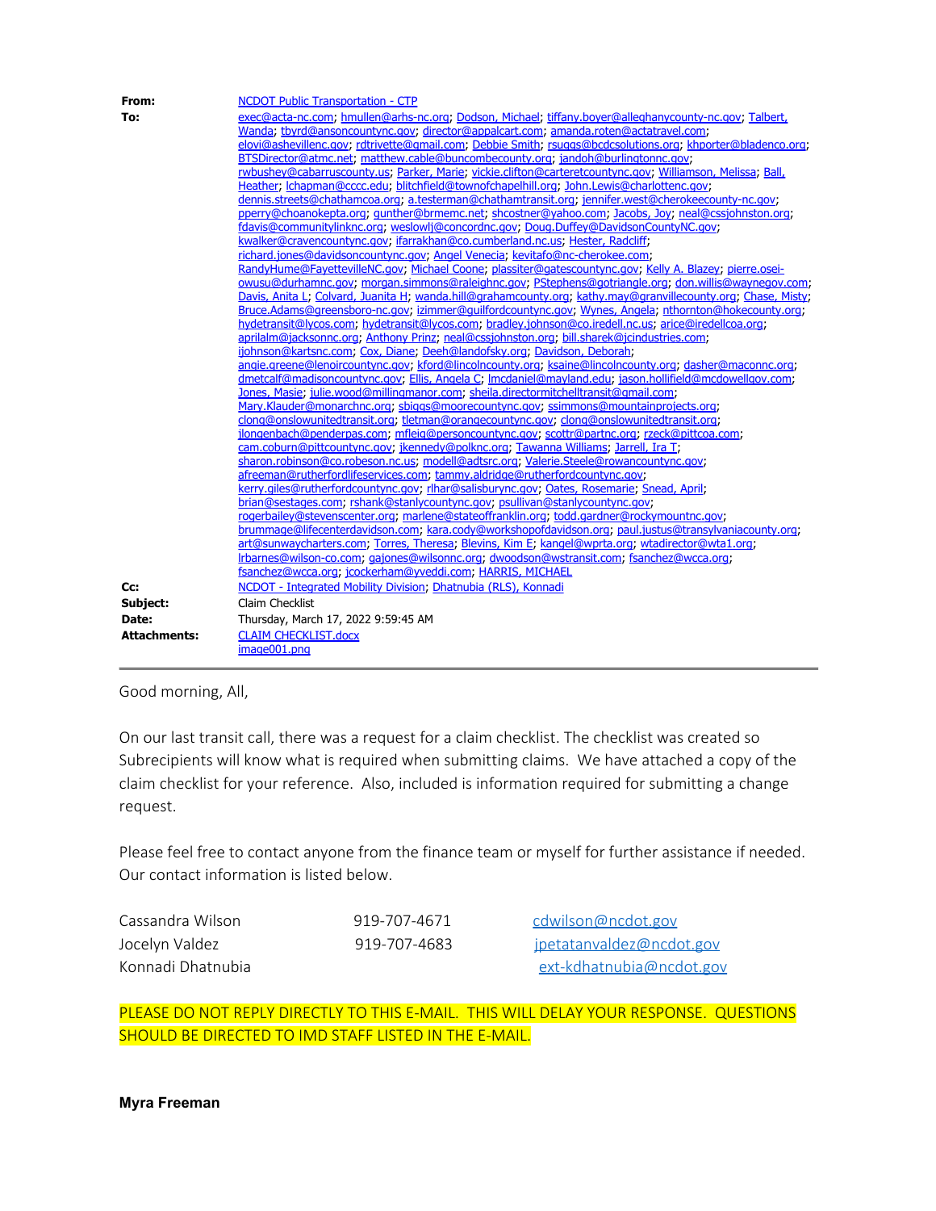| | |
|---|---|
| **From:** | NCDOT Public Transportation - CTP |
| **To:** | exec@acta-nc.com; hmullen@arhs-nc.org; Dodson, Michael; tiffany.boyer@alleghanycounty-nc.gov; Talbert, Wanda; tbyrd@ansoncountync.gov; director@appalcart.com; amanda.roten@actatravel.com; elovi@ashevillenc.gov; rdtrivette@gmail.com; Debbie Smith; rsuggs@bcdcsolutions.org; khporter@bladenco.org; BTSDirector@atmc.net; matthew.cable@buncombecounty.org; jandoh@burlingtonnc.gov; rwbushey@cabarruscounty.us; Parker, Marie; vickie.clifton@carteretcountync.gov; Williamson, Melissa; Ball, Heather; lchapman@cccc.edu; blitchfield@townofchapelhill.org; John.Lewis@charlottenc.gov; dennis.streets@chathamcoa.org; a.testerman@chathamtransit.org; jennifer.west@cherokeecounty-nc.gov; pperry@choanokepta.org; gunther@brmemc.net; shcostner@yahoo.com; Jacobs, Joy; neal@cssjohnston.org; fdavis@communitylinknc.org; weslowlj@concordnc.gov; Doug.Duffey@DavidsonCountyNC.gov; kwalker@cravencountync.gov; ifarrakhan@co.cumberland.nc.us; Hester, Radcliff; richard.jones@davidsoncountync.gov; Angel Venecia; kevitafo@nc-cherokee.com; RandyHume@FayettevilleNC.gov; Michael Coone; plassiter@gatescountync.gov; Kelly A. Blazey; pierre.osei-owusu@durhamnc.gov; morgan.simmons@raleighnc.gov; PStephens@gotriangle.org; don.willis@waynegov.com; Davis, Anita L; Colvard, Juanita H; wanda.hill@grahamcounty.org; kathy.may@granvillecounty.org; Chase, Misty; Bruce.Adams@greensboro-nc.gov; izimmer@guilfordcountync.gov; Wynes, Angela; nthornton@hokecounty.org; hydetransit@lycos.com; hydetransit@lycos.com; bradley.johnson@co.iredell.nc.us; arice@iredellcoa.org; aprilalm@jacksonnc.org; Anthony Prinz; neal@cssjohnston.org; bill.sharek@jcindustries.com; ijohnson@kartsnc.com; Cox, Diane; Deeh@landofsky.org; Davidson, Deborah; angie.greene@lenoircountync.gov; kford@lincolncounty.org; ksaine@lincolncounty.org; dasher@maconnc.org; dmetcalf@madisoncountync.gov; Ellis, Angela C; lmcdaniel@mayland.edu; jason.hollifield@mcdowellgov.com; Jones, Masie; julie.wood@millingmanor.com; sheila.directormitchelltransit@gmail.com; Mary.Klauder@monarchnc.org; sbiggs@moorecountync.gov; ssimmons@mountainprojects.org; clong@onslowunitedtransit.org; tletman@orangecountync.gov; clong@onslowunitedtransit.org; jlongenbach@penderpas.com; mfleig@personcountync.gov; scottr@partnc.org; rzeck@pittcoa.com; cam.coburn@pittcountync.gov; jkennedy@polknc.org; Tawanna Williams; Jarrell, Ira T; sharon.robinson@co.robeson.nc.us; modell@adtsrc.org; Valerie.Steele@rowancountync.gov; afreeman@rutherfordlifeservices.com; tammy.aldridge@rutherfordcountync.gov; kerry.giles@rutherfordcountync.gov; rlhar@salisburync.gov; Oates, Rosemarie; Snead, April; brian@sestages.com; rshank@stanlycountync.gov; psullivan@stanlycountync.gov; rogerbailey@stevenscenter.org; marlene@stateoffranklin.org; todd.gardner@rockymountnc.gov; brummage@lifecenterdavidson.com; kara.cody@workshopofdavidson.org; paul.justus@transylvaniacounty.org; art@sunwaycharters.com; Torres, Theresa; Blevins, Kim E; kangel@wprta.org; wtadirector@wta1.org; lrbarnes@wilson-co.com; gajones@wilsonnc.org; dwoodson@wstransit.com; fsanchez@wcca.org; fsanchez@wcca.org; jcockerham@yveddi.com; HARRIS, MICHAEL |
| **Cc:** | NCDOT - Integrated Mobility Division; Dhatnubia (RLS), Konnadi |
| **Subject:** | Claim Checklist |
| **Date:** | Thursday, March 17, 2022 9:59:45 AM |
| **Attachments:** | CLAIM CHECKLIST.docx<br>image001.png |

Good morning, All,

On our last transit call, there was a request for a claim checklist. The checklist was created so Subrecipients will know what is required when submitting claims. We have attached a copy of the claim checklist for your reference. Also, included is information required for submitting a change request.

Please feel free to contact anyone from the finance team or myself for further assistance if needed. Our contact information is listed below.

| | | |
|---|---|---|
| Cassandra Wilson | 919-707-4671 | cdwilson@ncdot.gov |
| Jocelyn Valdez | 919-707-4683 | jpetatanvaldez@ncdot.gov |
| Konnadi Dhatnubia | | ext-kdhatnubia@ncdot.gov |

PLEASE DO NOT REPLY DIRECTLY TO THIS E-MAIL. THIS WILL DELAY YOUR RESPONSE. QUESTIONS SHOULD BE DIRECTED TO IMD STAFF LISTED IN THE E-MAIL.

**Myra Freeman**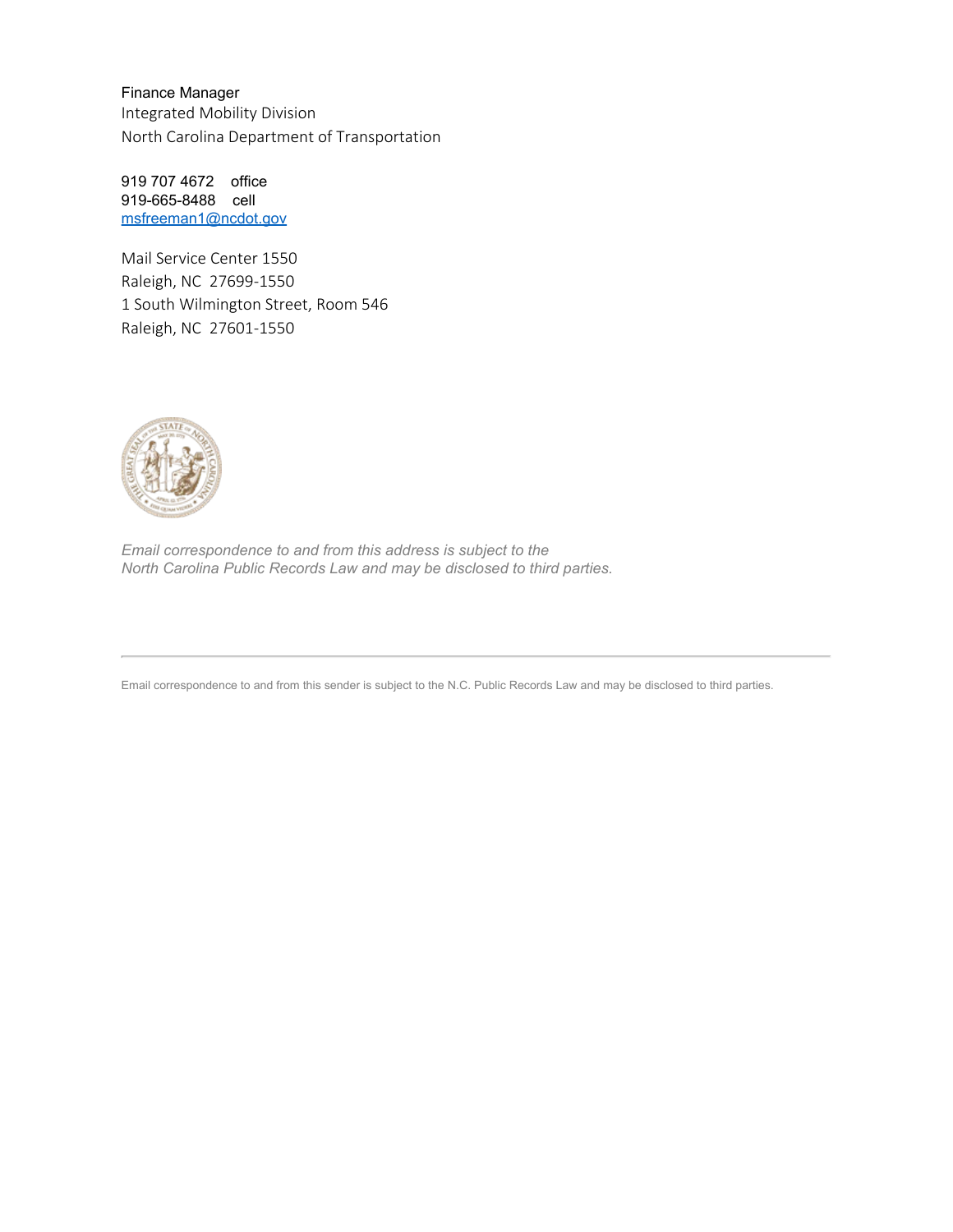Finance Manager
Integrated Mobility Division
North Carolina Department of Transportation

919 707 4672 office
919-665-8488 cell
[msfreeman1@ncdot.gov](mailto:msfreeman1@ncdot.gov)

Mail Service Center 1550
Raleigh, NC 27699-1550
1 South Wilmington Street, Room 546
Raleigh, NC 27601-1550

*Email correspondence to and from this address is subject to the
North Carolina Public Records Law and may be disclosed to third parties.*

---

Email correspondence to and from this sender is subject to the N.C. Public Records Law and may be disclosed to third parties.